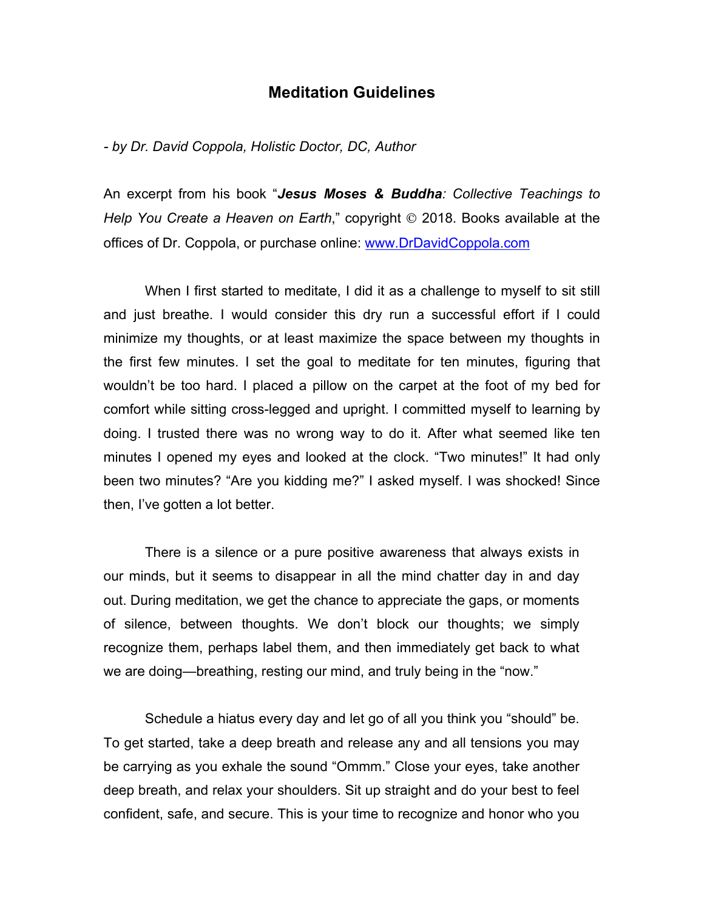# Meditation Guidelines

*- by Dr. David Coppola, Holistic Doctor, DC, Author*

An excerpt from his book "***Jesus Moses & Buddha****: Collective Teachings to Help You Create a Heaven on Earth*," copyright © 2018. Books available at the offices of Dr. Coppola, or purchase online: [www.DrDavidCoppola.com](http://www.DrDavidCoppola.com)

When I first started to meditate, I did it as a challenge to myself to sit still and just breathe. I would consider this dry run a successful effort if I could minimize my thoughts, or at least maximize the space between my thoughts in the first few minutes. I set the goal to meditate for ten minutes, figuring that wouldn't be too hard. I placed a pillow on the carpet at the foot of my bed for comfort while sitting cross-legged and upright. I committed myself to learning by doing. I trusted there was no wrong way to do it. After what seemed like ten minutes I opened my eyes and looked at the clock. "Two minutes!" It had only been two minutes? "Are you kidding me?" I asked myself. I was shocked! Since then, I've gotten a lot better.

There is a silence or a pure positive awareness that always exists in our minds, but it seems to disappear in all the mind chatter day in and day out. During meditation, we get the chance to appreciate the gaps, or moments of silence, between thoughts. We don't block our thoughts; we simply recognize them, perhaps label them, and then immediately get back to what we are doing—breathing, resting our mind, and truly being in the "now."

Schedule a hiatus every day and let go of all you think you "should" be. To get started, take a deep breath and release any and all tensions you may be carrying as you exhale the sound "Ommm." Close your eyes, take another deep breath, and relax your shoulders. Sit up straight and do your best to feel confident, safe, and secure. This is your time to recognize and honor who you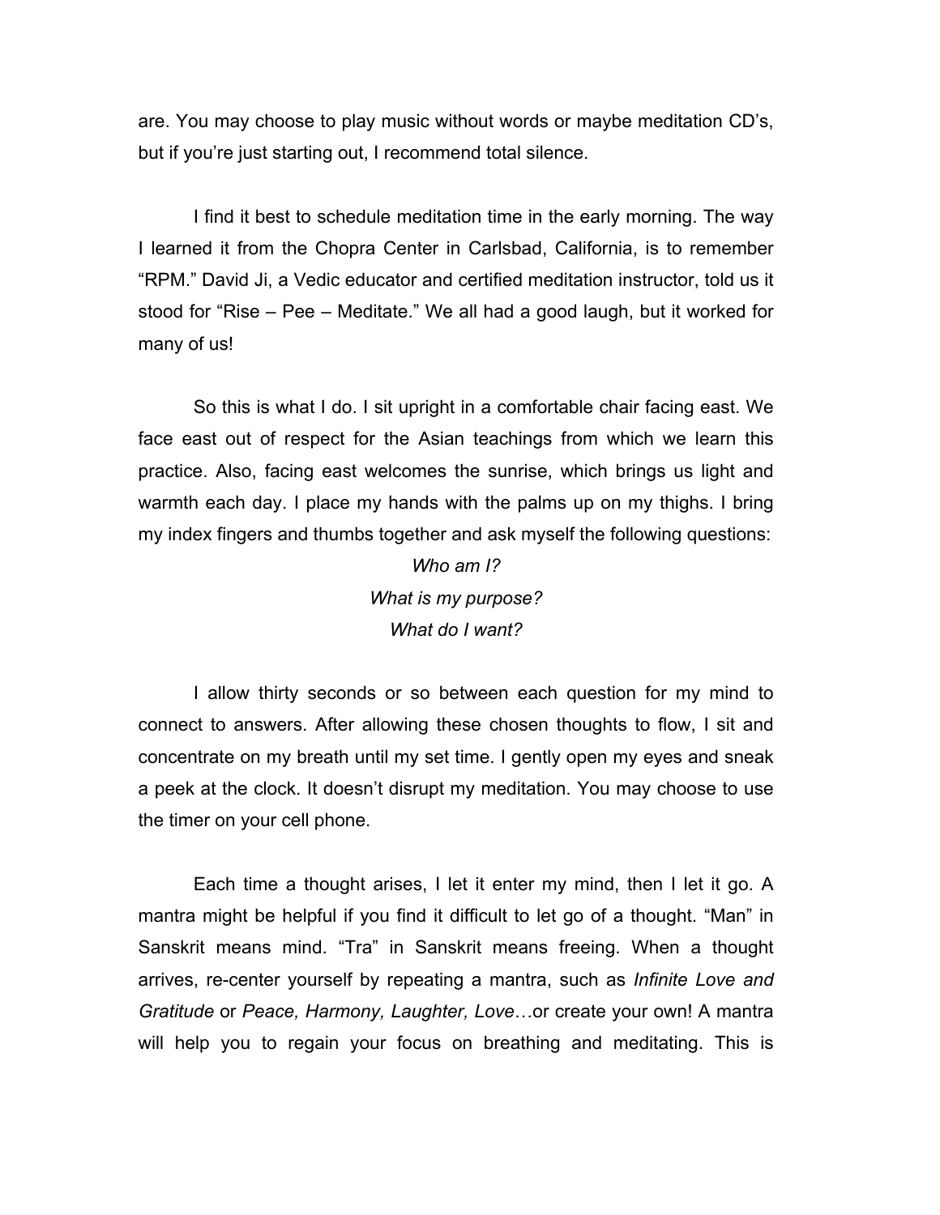are. You may choose to play music without words or maybe meditation CD's, but if you're just starting out, I recommend total silence.

I find it best to schedule meditation time in the early morning. The way I learned it from the Chopra Center in Carlsbad, California, is to remember "RPM." David Ji, a Vedic educator and certified meditation instructor, told us it stood for "Rise – Pee – Meditate." We all had a good laugh, but it worked for many of us!

So this is what I do. I sit upright in a comfortable chair facing east. We face east out of respect for the Asian teachings from which we learn this practice. Also, facing east welcomes the sunrise, which brings us light and warmth each day. I place my hands with the palms up on my thighs. I bring my index fingers and thumbs together and ask myself the following questions:

*Who am I?*
*What is my purpose?*
*What do I want?*

I allow thirty seconds or so between each question for my mind to connect to answers. After allowing these chosen thoughts to flow, I sit and concentrate on my breath until my set time. I gently open my eyes and sneak a peek at the clock. It doesn't disrupt my meditation. You may choose to use the timer on your cell phone.

Each time a thought arises, I let it enter my mind, then I let it go. A mantra might be helpful if you find it difficult to let go of a thought. "Man" in Sanskrit means mind. "Tra" in Sanskrit means freeing. When a thought arrives, re-center yourself by repeating a mantra, such as *Infinite Love and Gratitude* or *Peace, Harmony, Laughter, Love*…or create your own! A mantra will help you to regain your focus on breathing and meditating. This is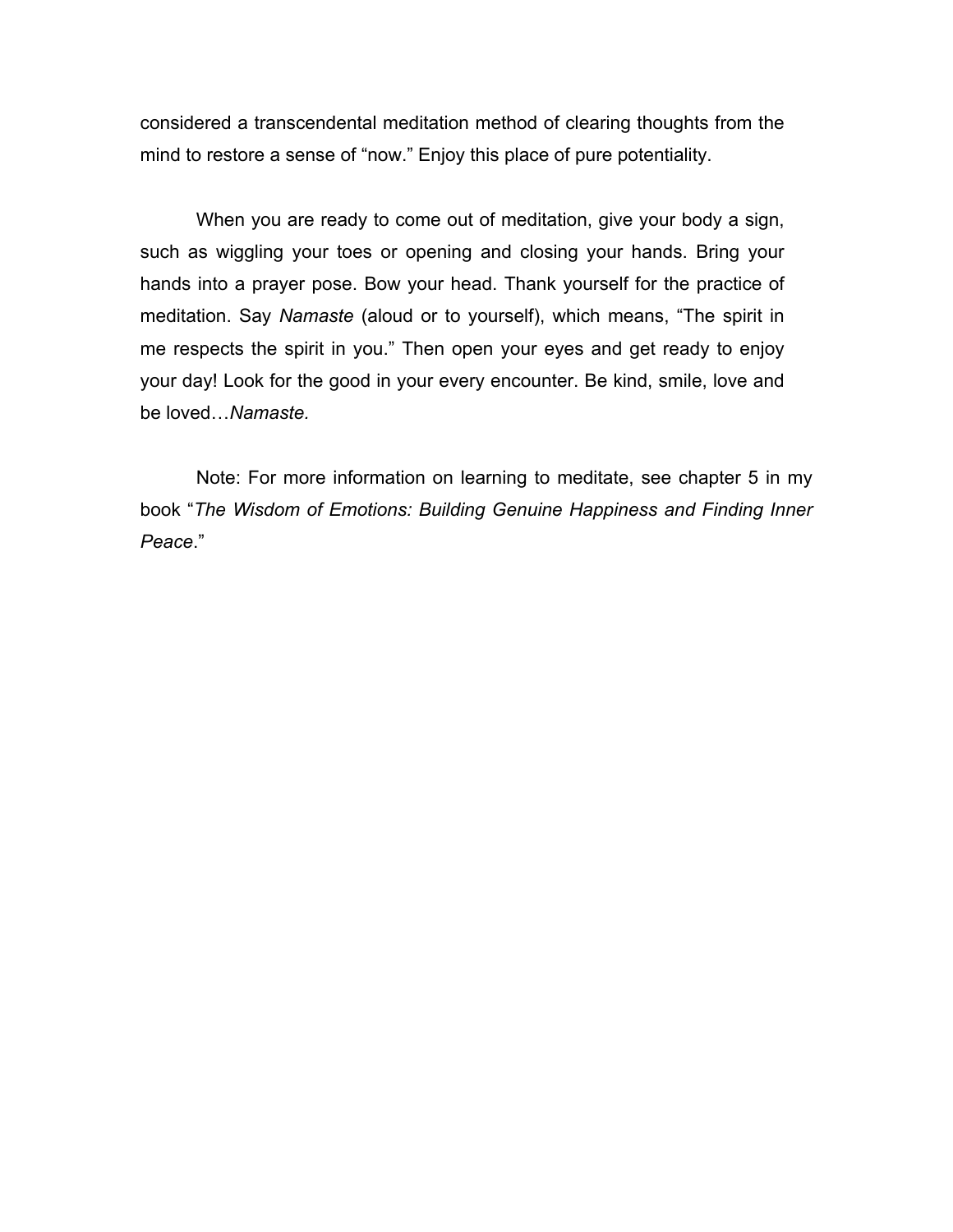considered a transcendental meditation method of clearing thoughts from the mind to restore a sense of "now." Enjoy this place of pure potentiality.

When you are ready to come out of meditation, give your body a sign, such as wiggling your toes or opening and closing your hands. Bring your hands into a prayer pose. Bow your head. Thank yourself for the practice of meditation. Say *Namaste* (aloud or to yourself), which means, "The spirit in me respects the spirit in you." Then open your eyes and get ready to enjoy your day! Look for the good in your every encounter. Be kind, smile, love and be loved…*Namaste.*

Note: For more information on learning to meditate, see chapter 5 in my book "*The Wisdom of Emotions: Building Genuine Happiness and Finding Inner Peace*."